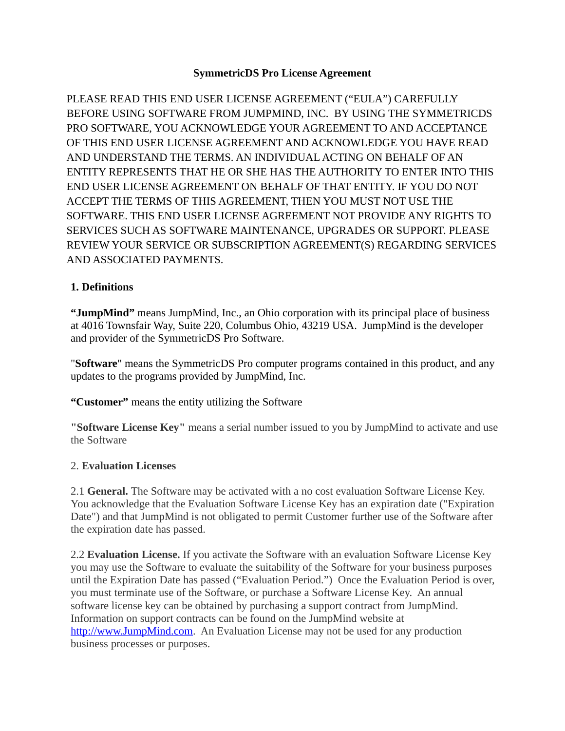# SymmetricDS Pro License Agreement

PLEASE READ THIS END USER LICENSE AGREEMENT ("EULA") CAREFULLY BEFORE USING SOFTWARE FROM JUMPMIND, INC. BY USING THE SYMMETRICDS PRO SOFTWARE, YOU ACKNOWLEDGE YOUR AGREEMENT TO AND ACCEPTANCE OF THIS END USER LICENSE AGREEMENT AND ACKNOWLEDGE YOU HAVE READ AND UNDERSTAND THE TERMS. AN INDIVIDUAL ACTING ON BEHALF OF AN ENTITY REPRESENTS THAT HE OR SHE HAS THE AUTHORITY TO ENTER INTO THIS END USER LICENSE AGREEMENT ON BEHALF OF THAT ENTITY. IF YOU DO NOT ACCEPT THE TERMS OF THIS AGREEMENT, THEN YOU MUST NOT USE THE SOFTWARE. THIS END USER LICENSE AGREEMENT NOT PROVIDE ANY RIGHTS TO SERVICES SUCH AS SOFTWARE MAINTENANCE, UPGRADES OR SUPPORT. PLEASE REVIEW YOUR SERVICE OR SUBSCRIPTION AGREEMENT(S) REGARDING SERVICES AND ASSOCIATED PAYMENTS.

## 1. Definitions

**"JumpMind"** means JumpMind, Inc., an Ohio corporation with its principal place of business at 4016 Townsfair Way, Suite 220, Columbus Ohio, 43219 USA. JumpMind is the developer and provider of the SymmetricDS Pro Software.

"**Software**" means the SymmetricDS Pro computer programs contained in this product, and any updates to the programs provided by JumpMind, Inc.

**"Customer"** means the entity utilizing the Software

**"Software License Key"** means a serial number issued to you by JumpMind to activate and use the Software

## 2. Evaluation Licenses

2.1 **General.** The Software may be activated with a no cost evaluation Software License Key. You acknowledge that the Evaluation Software License Key has an expiration date ("Expiration Date") and that JumpMind is not obligated to permit Customer further use of the Software after the expiration date has passed.

2.2 **Evaluation License.** If you activate the Software with an evaluation Software License Key you may use the Software to evaluate the suitability of the Software for your business purposes until the Expiration Date has passed ("Evaluation Period.") Once the Evaluation Period is over, you must terminate use of the Software, or purchase a Software License Key. An annual software license key can be obtained by purchasing a support contract from JumpMind. Information on support contracts can be found on the JumpMind website at [http://www.JumpMind.com](http://www.JumpMind.com). An Evaluation License may not be used for any production business processes or purposes.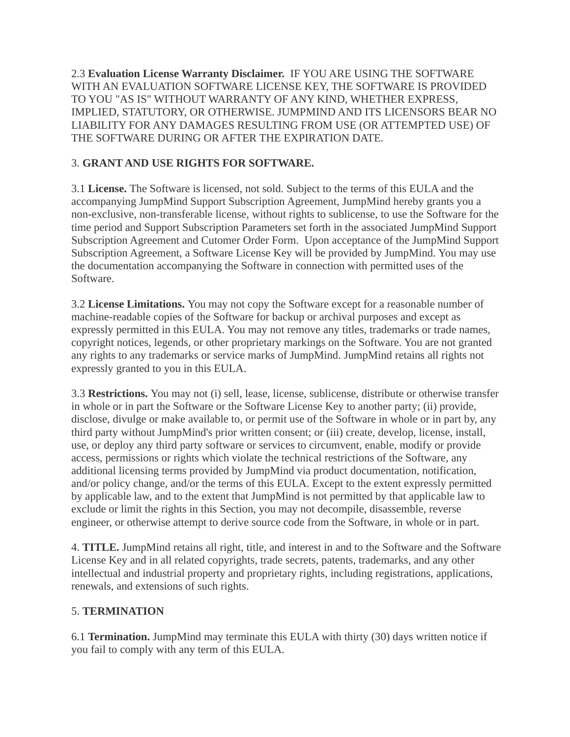2.3 **Evaluation License Warranty Disclaimer.** IF YOU ARE USING THE SOFTWARE WITH AN EVALUATION SOFTWARE LICENSE KEY, THE SOFTWARE IS PROVIDED TO YOU "AS IS" WITHOUT WARRANTY OF ANY KIND, WHETHER EXPRESS, IMPLIED, STATUTORY, OR OTHERWISE. JUMPMIND AND ITS LICENSORS BEAR NO LIABILITY FOR ANY DAMAGES RESULTING FROM USE (OR ATTEMPTED USE) OF THE SOFTWARE DURING OR AFTER THE EXPIRATION DATE.

3. **GRANT AND USE RIGHTS FOR SOFTWARE.**

3.1 **License.** The Software is licensed, not sold. Subject to the terms of this EULA and the accompanying JumpMind Support Subscription Agreement, JumpMind hereby grants you a non-exclusive, non-transferable license, without rights to sublicense, to use the Software for the time period and Support Subscription Parameters set forth in the associated JumpMind Support Subscription Agreement and Cutomer Order Form. Upon acceptance of the JumpMind Support Subscription Agreement, a Software License Key will be provided by JumpMind. You may use the documentation accompanying the Software in connection with permitted uses of the Software.

3.2 **License Limitations.** You may not copy the Software except for a reasonable number of machine-readable copies of the Software for backup or archival purposes and except as expressly permitted in this EULA. You may not remove any titles, trademarks or trade names, copyright notices, legends, or other proprietary markings on the Software. You are not granted any rights to any trademarks or service marks of JumpMind. JumpMind retains all rights not expressly granted to you in this EULA.

3.3 **Restrictions.** You may not (i) sell, lease, license, sublicense, distribute or otherwise transfer in whole or in part the Software or the Software License Key to another party; (ii) provide, disclose, divulge or make available to, or permit use of the Software in whole or in part by, any third party without JumpMind's prior written consent; or (iii) create, develop, license, install, use, or deploy any third party software or services to circumvent, enable, modify or provide access, permissions or rights which violate the technical restrictions of the Software, any additional licensing terms provided by JumpMind via product documentation, notification, and/or policy change, and/or the terms of this EULA. Except to the extent expressly permitted by applicable law, and to the extent that JumpMind is not permitted by that applicable law to exclude or limit the rights in this Section, you may not decompile, disassemble, reverse engineer, or otherwise attempt to derive source code from the Software, in whole or in part.

4. **TITLE.** JumpMind retains all right, title, and interest in and to the Software and the Software License Key and in all related copyrights, trade secrets, patents, trademarks, and any other intellectual and industrial property and proprietary rights, including registrations, applications, renewals, and extensions of such rights.

5. **TERMINATION**

6.1 **Termination.** JumpMind may terminate this EULA with thirty (30) days written notice if you fail to comply with any term of this EULA.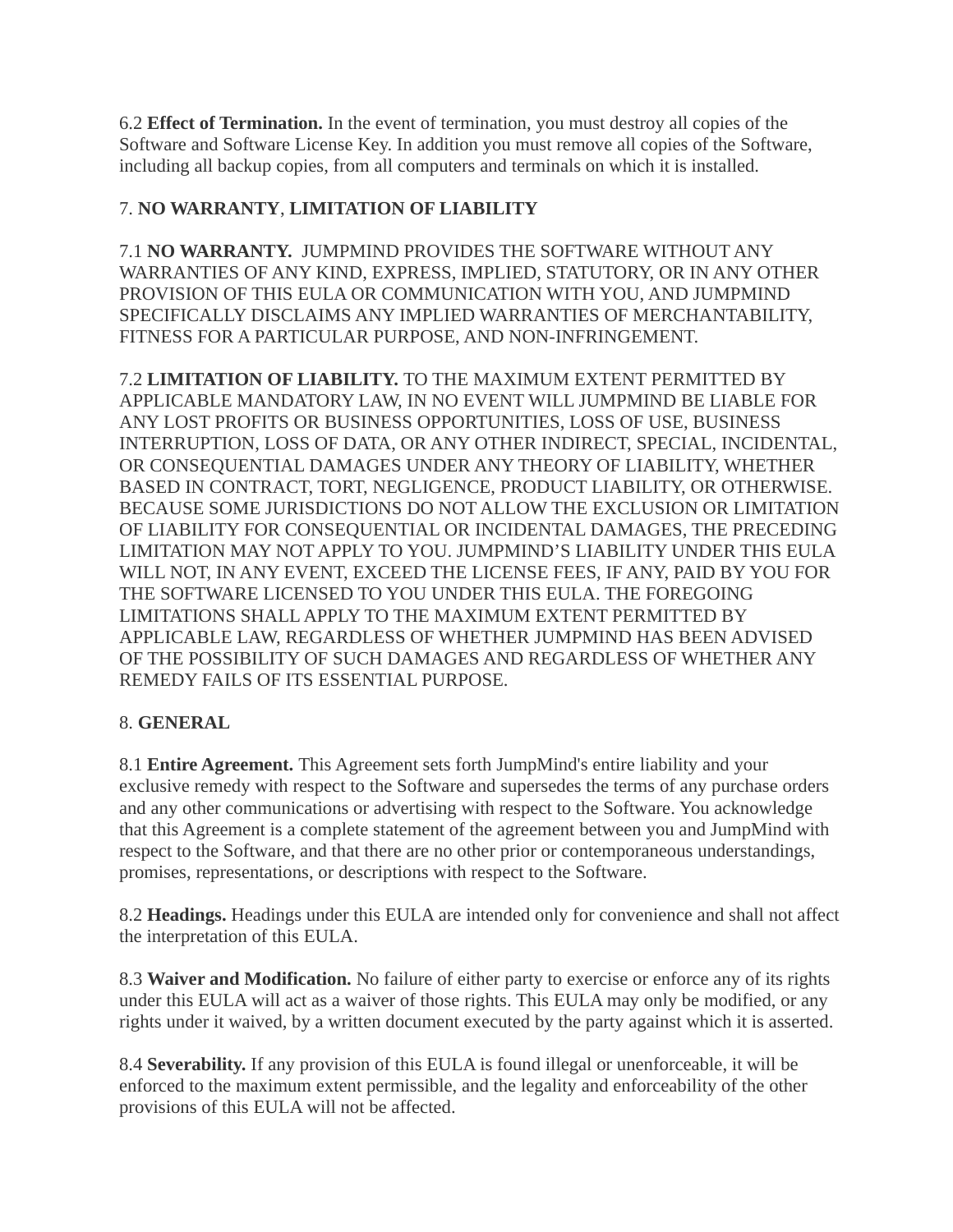6.2 **Effect of Termination.** In the event of termination, you must destroy all copies of the Software and Software License Key. In addition you must remove all copies of the Software, including all backup copies, from all computers and terminals on which it is installed.

## 7. **NO WARRANTY**, **LIMITATION OF LIABILITY**

7.1 **NO WARRANTY.** JUMPMIND PROVIDES THE SOFTWARE WITHOUT ANY WARRANTIES OF ANY KIND, EXPRESS, IMPLIED, STATUTORY, OR IN ANY OTHER PROVISION OF THIS EULA OR COMMUNICATION WITH YOU, AND JUMPMIND SPECIFICALLY DISCLAIMS ANY IMPLIED WARRANTIES OF MERCHANTABILITY, FITNESS FOR A PARTICULAR PURPOSE, AND NON-INFRINGEMENT.

7.2 **LIMITATION OF LIABILITY.** TO THE MAXIMUM EXTENT PERMITTED BY APPLICABLE MANDATORY LAW, IN NO EVENT WILL JUMPMIND BE LIABLE FOR ANY LOST PROFITS OR BUSINESS OPPORTUNITIES, LOSS OF USE, BUSINESS INTERRUPTION, LOSS OF DATA, OR ANY OTHER INDIRECT, SPECIAL, INCIDENTAL, OR CONSEQUENTIAL DAMAGES UNDER ANY THEORY OF LIABILITY, WHETHER BASED IN CONTRACT, TORT, NEGLIGENCE, PRODUCT LIABILITY, OR OTHERWISE. BECAUSE SOME JURISDICTIONS DO NOT ALLOW THE EXCLUSION OR LIMITATION OF LIABILITY FOR CONSEQUENTIAL OR INCIDENTAL DAMAGES, THE PRECEDING LIMITATION MAY NOT APPLY TO YOU. JUMPMIND'S LIABILITY UNDER THIS EULA WILL NOT, IN ANY EVENT, EXCEED THE LICENSE FEES, IF ANY, PAID BY YOU FOR THE SOFTWARE LICENSED TO YOU UNDER THIS EULA. THE FOREGOING LIMITATIONS SHALL APPLY TO THE MAXIMUM EXTENT PERMITTED BY APPLICABLE LAW, REGARDLESS OF WHETHER JUMPMIND HAS BEEN ADVISED OF THE POSSIBILITY OF SUCH DAMAGES AND REGARDLESS OF WHETHER ANY REMEDY FAILS OF ITS ESSENTIAL PURPOSE.

## 8. **GENERAL**

8.1 **Entire Agreement.** This Agreement sets forth JumpMind's entire liability and your exclusive remedy with respect to the Software and supersedes the terms of any purchase orders and any other communications or advertising with respect to the Software. You acknowledge that this Agreement is a complete statement of the agreement between you and JumpMind with respect to the Software, and that there are no other prior or contemporaneous understandings, promises, representations, or descriptions with respect to the Software.

8.2 **Headings.** Headings under this EULA are intended only for convenience and shall not affect the interpretation of this EULA.

8.3 **Waiver and Modification.** No failure of either party to exercise or enforce any of its rights under this EULA will act as a waiver of those rights. This EULA may only be modified, or any rights under it waived, by a written document executed by the party against which it is asserted.

8.4 **Severability.** If any provision of this EULA is found illegal or unenforceable, it will be enforced to the maximum extent permissible, and the legality and enforceability of the other provisions of this EULA will not be affected.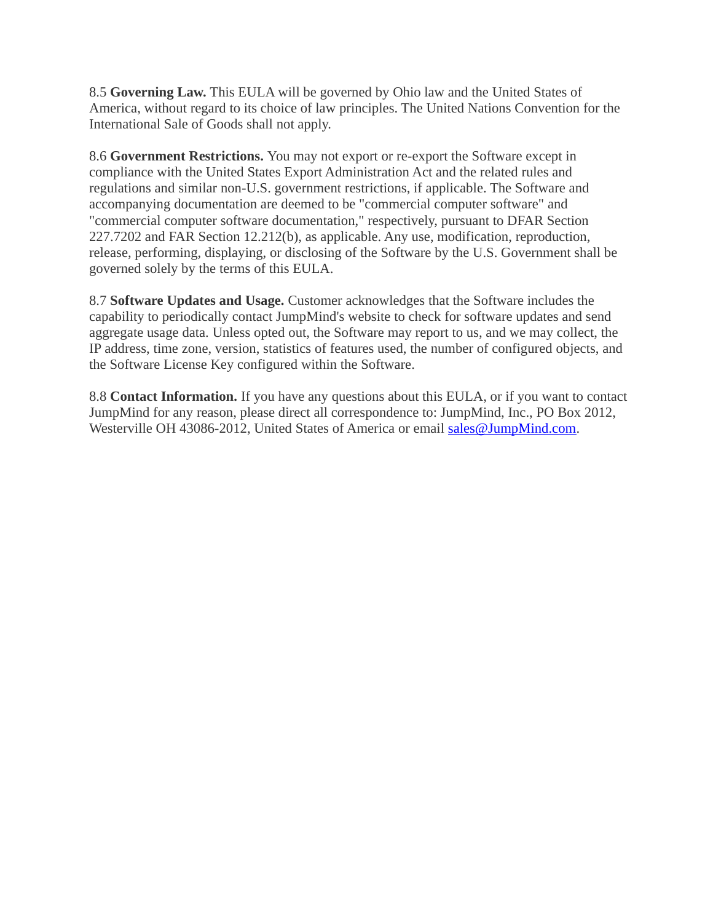8.5 **Governing Law.** This EULA will be governed by Ohio law and the United States of America, without regard to its choice of law principles. The United Nations Convention for the International Sale of Goods shall not apply.

8.6 **Government Restrictions.** You may not export or re-export the Software except in compliance with the United States Export Administration Act and the related rules and regulations and similar non-U.S. government restrictions, if applicable. The Software and accompanying documentation are deemed to be "commercial computer software" and "commercial computer software documentation," respectively, pursuant to DFAR Section 227.7202 and FAR Section 12.212(b), as applicable. Any use, modification, reproduction, release, performing, displaying, or disclosing of the Software by the U.S. Government shall be governed solely by the terms of this EULA.

8.7 **Software Updates and Usage.** Customer acknowledges that the Software includes the capability to periodically contact JumpMind's website to check for software updates and send aggregate usage data. Unless opted out, the Software may report to us, and we may collect, the IP address, time zone, version, statistics of features used, the number of configured objects, and the Software License Key configured within the Software.

8.8 **Contact Information.** If you have any questions about this EULA, or if you want to contact JumpMind for any reason, please direct all correspondence to: JumpMind, Inc., PO Box 2012, Westerville OH 43086-2012, United States of America or email [sales@JumpMind.com](mailto:sales@JumpMind.com).